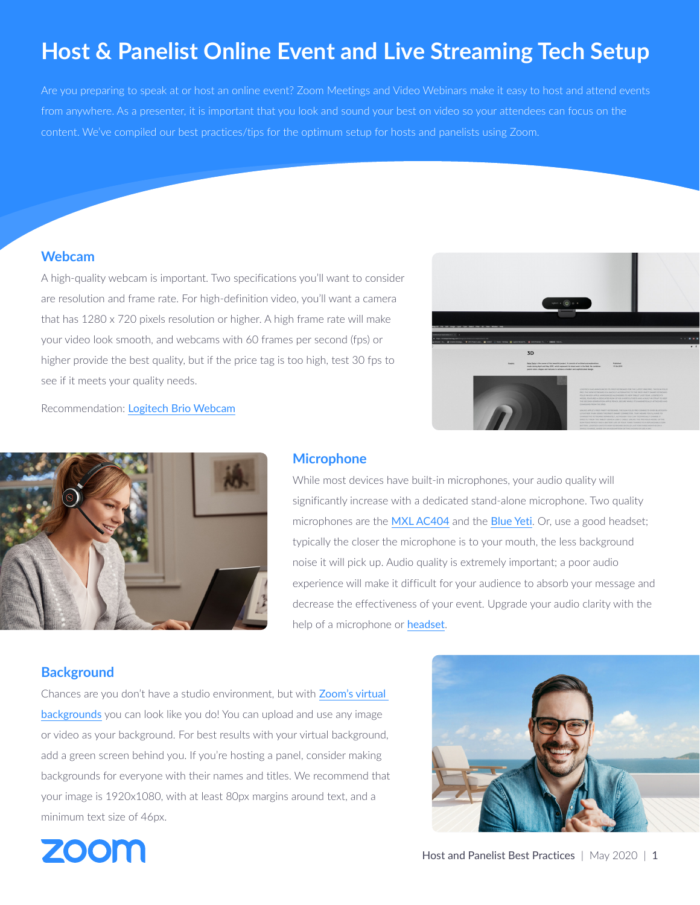# Host & Panelist Online Event and Live Streaming Tech Setup

Are you preparing to speak at or host an online event? Zoom Meetings and Video Webinars make it easy to host and attend events from anywhere. As a presenter, it is important that you look and sound your best on video so your attendees can focus on the content. We've compiled our best practices/tips for the optimum setup for hosts and panelists using Zoom.

## Webcam

A high-quality webcam is important. Two specifications you'll want to consider are resolution and frame rate. For high-definition video, you'll want a camera that has 1280 x 720 pixels resolution or higher. A high frame rate will make your video look smooth, and webcams with 60 frames per second (fps) or higher provide the best quality, but if the price tag is too high, test 30 fps to see if it meets your quality needs.

Recommendation: Logitech Brio Webcam

## Microphone

While most devices have built-in microphones, your audio quality will significantly increase with a dedicated stand-alone microphone. Two quality microphones are the MXL AC404 and the Blue Yeti. Or, use a good headset; typically the closer the microphone is to your mouth, the less background noise it will pick up. Audio quality is extremely important; a poor audio experience will make it difficult for your audience to absorb your message and decrease the effectiveness of your event. Upgrade your audio clarity with the help of a microphone or headset.

## Background

Chances are you don't have a studio environment, but with Zoom's virtual backgrounds you can look like you do! You can upload and use any image or video as your background. For best results with your virtual background, add a green screen behind you. If you're hosting a panel, consider making backgrounds for everyone with their names and titles. We recommend that your image is 1920x1080, with at least 80px margins around text, and a minimum text size of 46px.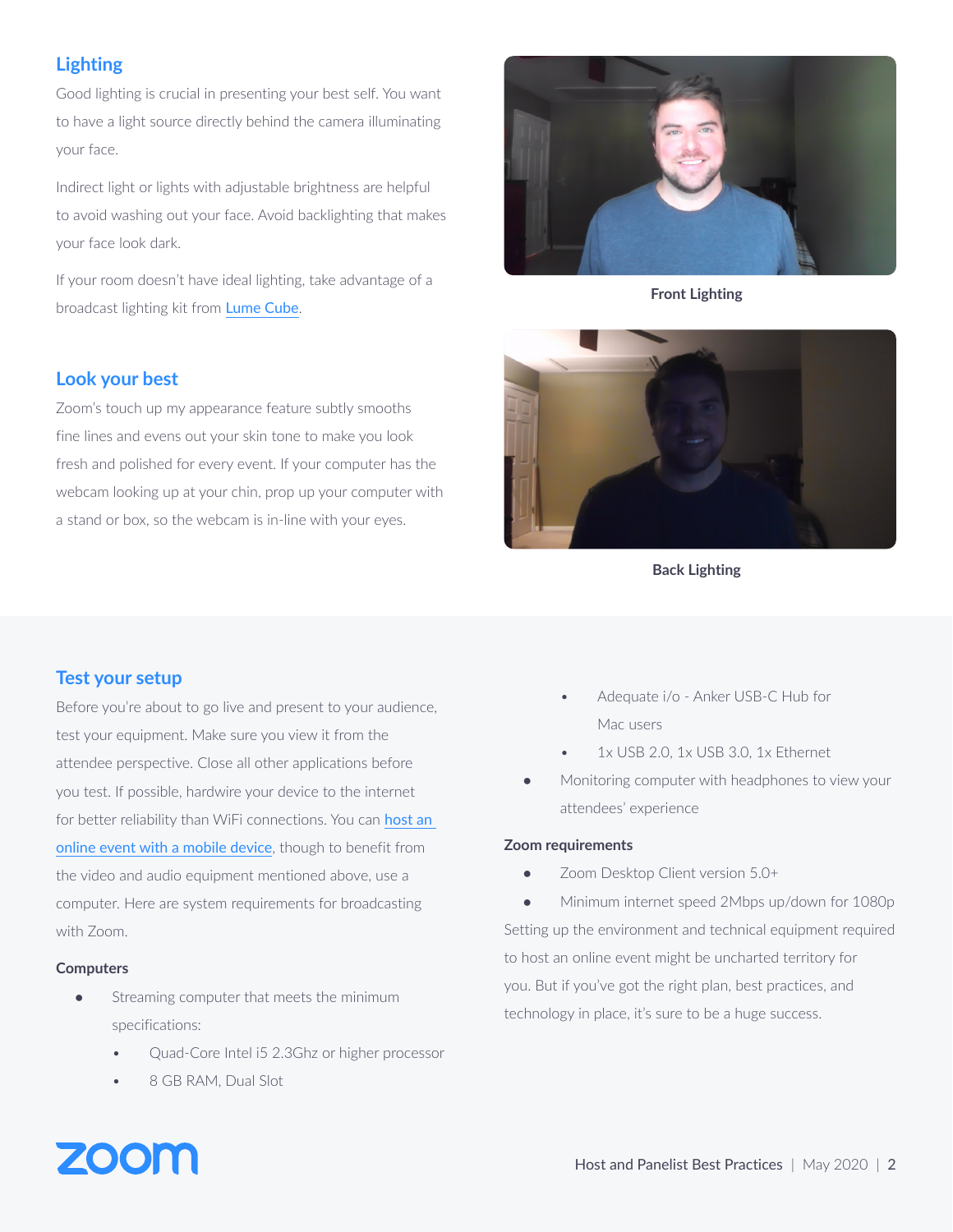## Lighting

Good lighting is crucial in presenting your best self. You want to have a light source directly behind the camera illuminating your face.

Indirect light or lights with adjustable brightness are helpful to avoid washing out your face. Avoid backlighting that makes your face look dark.

If your room doesn't have ideal lighting, take advantage of a broadcast lighting kit from [Lume Cube](#).

**Front Lighting**

**Back Lighting**

## Look your best

Zoom's touch up my appearance feature subtly smooths fine lines and evens out your skin tone to make you look fresh and polished for every event. If your computer has the webcam looking up at your chin, prop up your computer with a stand or box, so the webcam is in-line with your eyes.

## Test your setup

Before you're about to go live and present to your audience, test your equipment. Make sure you view it from the attendee perspective. Close all other applications before you test. If possible, hardwire your device to the internet for better reliability than WiFi connections. You can [host an online event with a mobile device](#), though to benefit from the video and audio equipment mentioned above, use a computer. Here are system requirements for broadcasting with Zoom.

**Computers**

- Streaming computer that meets the minimum specifications:
  - Quad-Core Intel i5 2.3Ghz or higher processor
  - 8 GB RAM, Dual Slot
  - Adequate i/o - Anker USB-C Hub for Mac users
  - 1x USB 2.0, 1x USB 3.0, 1x Ethernet
- Monitoring computer with headphones to view your attendees' experience

**Zoom requirements**

- Zoom Desktop Client version 5.0+
- Minimum internet speed 2Mbps up/down for 1080p

Setting up the environment and technical equipment required to host an online event might be uncharted territory for you. But if you've got the right plan, best practices, and technology in place, it's sure to be a huge success.